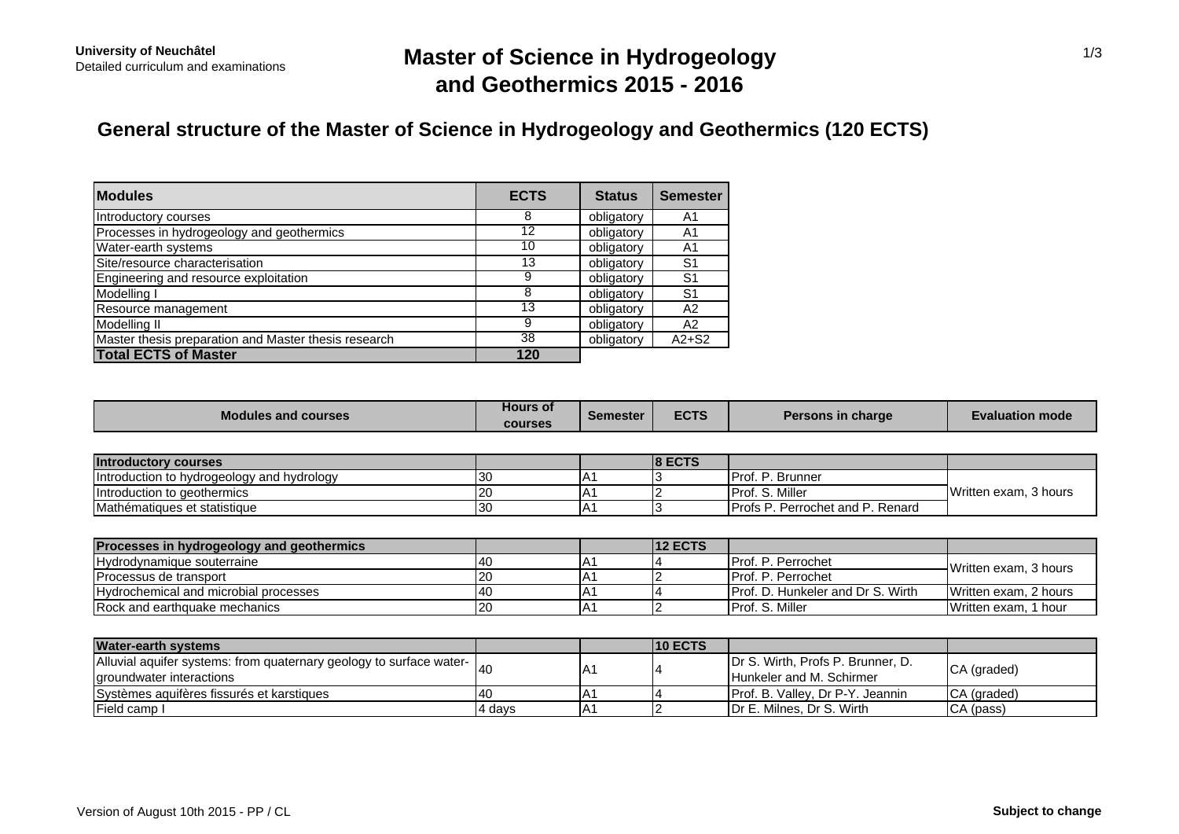**University of Neuchâtel**
Detailed curriculum and examinations

# Master of Science in Hydrogeology and Geothermics 2015 - 2016

## General structure of the Master of Science in Hydrogeology and Geothermics (120 ECTS)

| Modules | ECTS | Status | Semester |
|---|---|---|---|
| Introductory courses | 8 | obligatory | A1 |
| Processes in hydrogeology and geothermics | 12 | obligatory | A1 |
| Water-earth systems | 10 | obligatory | A1 |
| Site/resource characterisation | 13 | obligatory | S1 |
| Engineering and resource exploitation | 9 | obligatory | S1 |
| Modelling I | 8 | obligatory | S1 |
| Resource management | 13 | obligatory | A2 |
| Modelling II | 9 | obligatory | A2 |
| Master thesis preparation and Master thesis research | 38 | obligatory | A2+S2 |
| **Total ECTS of Master** | **120** | | |

| Modules and courses | Hours of courses | Semester | ECTS | Persons in charge | Evaluation mode |
|---|---|---|---|---|---|
| **Introductory courses** | | | **8 ECTS** | | |
| Introduction to hydrogeology and hydrology | 30 | A1 | 3 | Prof. P. Brunner | Written exam, 3 hours |
| Introduction to geothermics | 20 | A1 | 2 | Prof. S. Miller | Written exam, 3 hours |
| Mathématiques et statistique | 30 | A1 | 3 | Profs P. Perrochet and P. Renard | Written exam, 3 hours |
| **Processes in hydrogeology and geothermics** | | | **12 ECTS** | | |
| Hydrodynamique souterraine | 40 | A1 | 4 | Prof. P. Perrochet | Written exam, 3 hours |
| Processus de transport | 20 | A1 | 2 | Prof. P. Perrochet | Written exam, 3 hours |
| Hydrochemical and microbial processes | 40 | A1 | 4 | Prof. D. Hunkeler and Dr S. Wirth | Written exam, 2 hours |
| Rock and earthquake mechanics | 20 | A1 | 2 | Prof. S. Miller | Written exam, 1 hour |
| **Water-earth systems** | | | **10 ECTS** | | |
| Alluvial aquifer systems: from quaternary geology to surface water-groundwater interactions | 40 | A1 | 4 | Dr S. Wirth, Profs P. Brunner, D. Hunkeler and M. Schirmer | CA (graded) |
| Systèmes aquifères fissurés et karstiques | 40 | A1 | 4 | Prof. B. Valley, Dr P-Y. Jeannin | CA (graded) |
| Field camp I | 4 days | A1 | 2 | Dr E. Milnes, Dr S. Wirth | CA (pass) |

Version of August 10th 2015 - PP / CL

**Subject to change**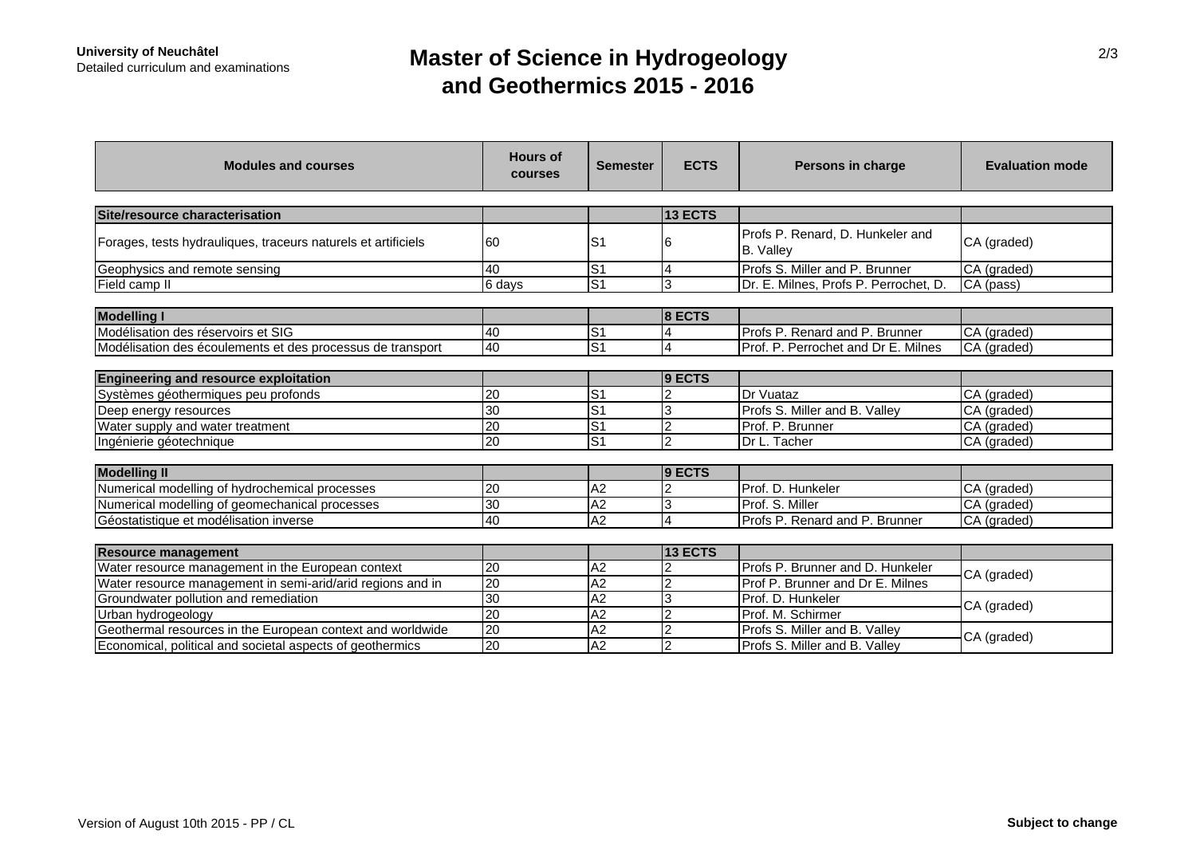**University of Neuchâtel**
Detailed curriculum and examinations

# Master of Science in Hydrogeology and Geothermics 2015 - 2016

| Modules and courses | Hours of courses | Semester | ECTS | Persons in charge | Evaluation mode |
|---|---|---|---|---|---|
| **Site/resource characterisation** | | | **13 ECTS** | | |
| Forages, tests hydrauliques, traceurs naturels et artificiels | 60 | S1 | 6 | Profs P. Renard, D. Hunkeler and B. Valley | CA (graded) |
| Geophysics and remote sensing | 40 | S1 | 4 | Profs S. Miller and P. Brunner | CA (graded) |
| Field camp II | 6 days | S1 | 3 | Dr. E. Milnes, Profs P. Perrochet, D. | CA (pass) |
| **Modelling I** | | | **8 ECTS** | | |
| Modélisation des réservoirs et SIG | 40 | S1 | 4 | Profs P. Renard and P. Brunner | CA (graded) |
| Modélisation des écoulements et des processus de transport | 40 | S1 | 4 | Prof. P. Perrochet and Dr E. Milnes | CA (graded) |
| **Engineering and resource exploitation** | | | **9 ECTS** | | |
| Systèmes géothermiques peu profonds | 20 | S1 | 2 | Dr Vuataz | CA (graded) |
| Deep energy resources | 30 | S1 | 3 | Profs S. Miller and B. Valley | CA (graded) |
| Water supply and water treatment | 20 | S1 | 2 | Prof. P. Brunner | CA (graded) |
| Ingénierie géotechnique | 20 | S1 | 2 | Dr L. Tacher | CA (graded) |
| **Modelling II** | | | **9 ECTS** | | |
| Numerical modelling of hydrochemical processes | 20 | A2 | 2 | Prof. D. Hunkeler | CA (graded) |
| Numerical modelling of geomechanical processes | 30 | A2 | 3 | Prof. S. Miller | CA (graded) |
| Géostatistique et modélisation inverse | 40 | A2 | 4 | Profs P. Renard and P. Brunner | CA (graded) |
| **Resource management** | | | **13 ECTS** | | |
| Water resource management in the European context | 20 | A2 | 2 | Profs P. Brunner and D. Hunkeler | CA (graded) |
| Water resource management in semi-arid/arid regions and in | 20 | A2 | 2 | Prof P. Brunner and Dr E. Milnes | |
| Groundwater pollution and remediation | 30 | A2 | 3 | Prof. D. Hunkeler | CA (graded) |
| Urban hydrogeology | 20 | A2 | 2 | Prof. M. Schirmer | |
| Geothermal resources in the European context and worldwide | 20 | A2 | 2 | Profs S. Miller and B. Valley | CA (graded) |
| Economical, political and societal aspects of geothermics | 20 | A2 | 2 | Profs S. Miller and B. Valley | |

Version of August 10th 2015 - PP / CL

**Subject to change**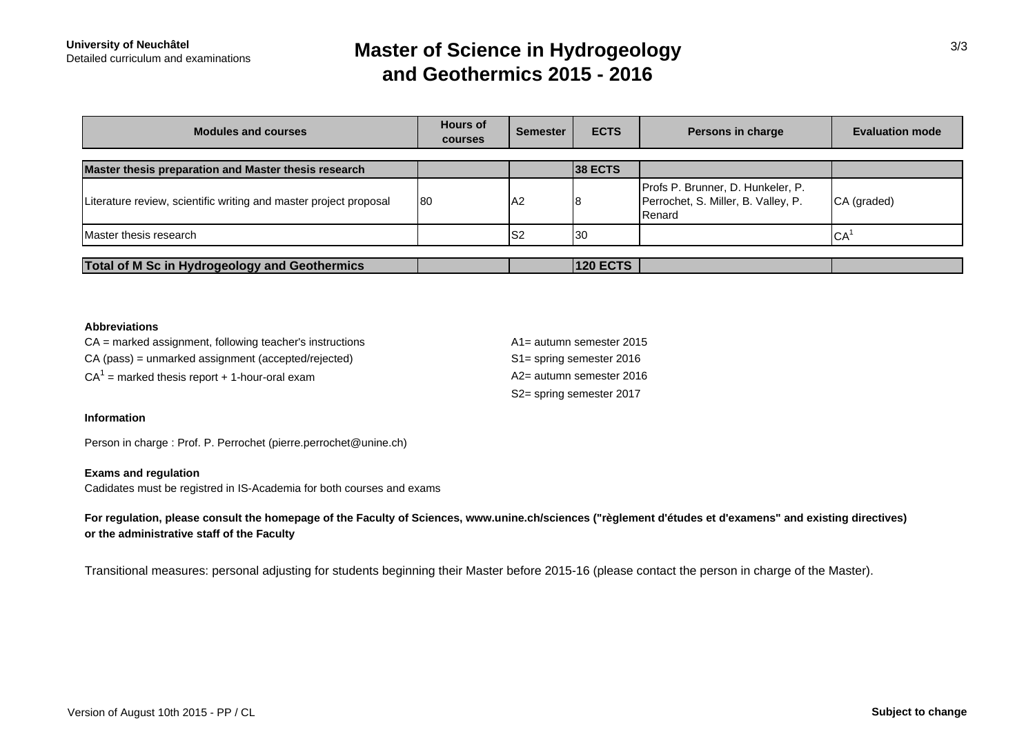University of Neuchâtel
Detailed curriculum and examinations

# Master of Science in Hydrogeology and Geothermics 2015 - 2016

| Modules and courses | Hours of courses | Semester | ECTS | Persons in charge | Evaluation mode |
|---|---|---|---|---|---|
| **Master thesis preparation and Master thesis research** | | | **38 ECTS** | | |
| Literature review, scientific writing and master project proposal | 80 | A2 | 8 | Profs P. Brunner, D. Hunkeler, P. Perrochet, S. Miller, B. Valley, P. Renard | CA (graded) |
| Master thesis research | | S2 | 30 | | CA[1] |
| **Total of M Sc in Hydrogeology and Geothermics** | | | **120 ECTS** | | |

**Abbreviations**

CA = marked assignment, following teacher's instructions

CA (pass) = unmarked assignment (accepted/rejected)

CA[1] = marked thesis report + 1-hour-oral exam

A1= autumn semester 2015

S1= spring semester 2016

A2= autumn semester 2016

S2= spring semester 2017

**Information**

Person in charge : Prof. P. Perrochet (pierre.perrochet@unine.ch)

**Exams and regulation**

Cadidates must be registred in IS-Academia for both courses and exams

**For regulation, please consult the homepage of the Faculty of Sciences, www.unine.ch/sciences ("règlement d'études et d'examens" and existing directives) or the administrative staff of the Faculty**

Transitional measures: personal adjusting for students beginning their Master before 2015-16 (please contact the person in charge of the Master).

Version of August 10th 2015 - PP / CL

**Subject to change**